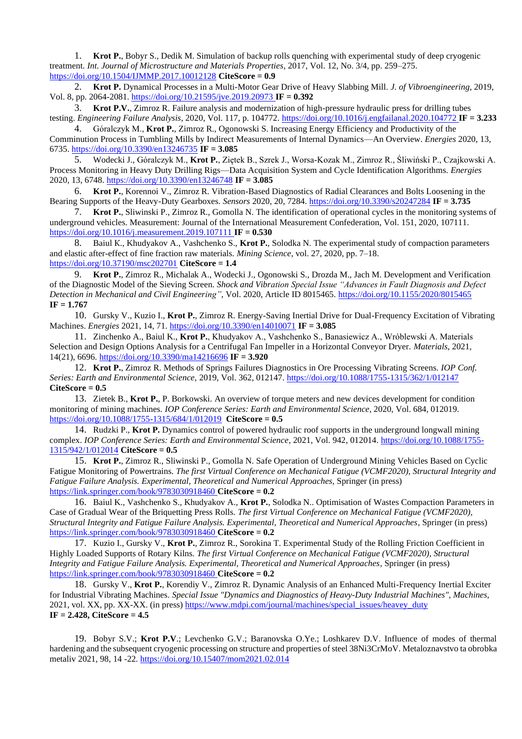1. **Krot P.**, Bobyr S., Dedik M. Simulation of backup rolls quenching with experimental study of deep cryogenic treatment. *Int. Journal of Microstructure and Materials Properties*, 2017, Vol. 12, No. 3/4, pp. 259–275. https://doi.org/10.1504/IJMMP.2017.10012128 **CiteScore = 0.9**

2. **Krot P.** Dynamical Processes in a Multi-Motor Gear Drive of Heavy Slabbing Mill. *J. of Vibroengineering*, 2019, Vol. 8, pp. 2064-2081. https://doi.org/10.21595/jve.2019.20973 **IF = 0.392**

3. **Krot P.V.**, Zimroz R. Failure analysis and modernization of high-pressure hydraulic press for drilling tubes testing. *Engineering Failure Analysis*, 2020, Vol. 117, p. 104772. https://doi.org/10.1016/j.engfailanal.2020.104772 **IF = 3.233**

4. Góralczyk M., **Krot P.**, Zimroz R., Ogonowski S. Increasing Energy Efficiency and Productivity of the Comminution Process in Tumbling Mills by Indirect Measurements of Internal Dynamics—An Overview. *Energies* 2020, 13, 6735. https://doi.org/10.3390/en13246735 **IF = 3.085**

5. Wodecki J., Góralczyk M., **Krot P.**, Ziętek B., Szrek J., Worsa-Kozak M., Zimroz R., Śliwiński P., Czajkowski A. Process Monitoring in Heavy Duty Drilling Rigs—Data Acquisition System and Cycle Identification Algorithms. *Energies* 2020, 13, 6748. https://doi.org/10.3390/en13246748 **IF = 3.085**

6. **Krot P.**, Korennoi V., Zimroz R. Vibration-Based Diagnostics of Radial Clearances and Bolts Loosening in the Bearing Supports of the Heavy-Duty Gearboxes. *Sensors* 2020, 20, 7284. https://doi.org/10.3390/s20247284 **IF = 3.735**

7. **Krot P.**, Sliwinski P., Zimroz R., Gomolla N. The identification of operational cycles in the monitoring systems of underground vehicles. Measurement: Journal of the International Measurement Confederation, Vol. 151, 2020, 107111. https://doi.org/10.1016/j.measurement.2019.107111 **IF = 0.530**

8. Baiul K., Khudyakov A., Vashchenko S., **Krot P.**, Solodka N. The experimental study of compaction parameters and elastic after-effect of fine fraction raw materials. *Mining Science*, vol. 27, 2020, pp. 7–18. https://doi.org/10.37190/msc202701 **CiteScore = 1.4**

9. **Krot P.**, Zimroz R., Michalak A., Wodecki J., Ogonowski S., Drozda M., Jach M. Development and Verification of the Diagnostic Model of the Sieving Screen. *Shock and Vibration Special Issue "Advances in Fault Diagnosis and Defect Detection in Mechanical and Civil Engineering"*, Vol. 2020, Article ID 8015465. https://doi.org/10.1155/2020/8015465 **IF = 1.767**

10. Gursky V., Kuzio I., **Krot P.**, Zimroz R. Energy-Saving Inertial Drive for Dual-Frequency Excitation of Vibrating Machines. *Energies* 2021, 14, 71. https://doi.org/10.3390/en14010071 **IF = 3.085**

11. Zinchenko A., Baiul K., **Krot P.**, Khudyakov A., Vashchenko S., Banasiewicz A., Wróblewski A. Materials Selection and Design Options Analysis for a Centrifugal Fan Impeller in a Horizontal Conveyor Dryer. *Materials*, 2021, 14(21), 6696. https://doi.org/10.3390/ma14216696 **IF = 3.920**

12. **Krot P.**, Zimroz R. Methods of Springs Failures Diagnostics in Ore Processing Vibrating Screens. *IOP Conf. Series: Earth and Environmental Science*, 2019, Vol. 362, 012147. https://doi.org/10.1088/1755-1315/362/1/012147 **CiteScore = 0.5**

13. Zietek B., **Krot P.**, P. Borkowski. An overview of torque meters and new devices development for condition monitoring of mining machines. *IOP Conference Series: Earth and Environmental Science*, 2020, Vol. 684, 012019. https://doi.org/10.1088/1755-1315/684/1/012019 **CiteScore = 0.5**

14. Rudzki P., **Krot P.** Dynamics control of powered hydraulic roof supports in the underground longwall mining complex. *IOP Conference Series: Earth and Environmental Science*, 2021, Vol. 942, 012014. https://doi.org/10.1088/1755-1315/942/1/012014 **CiteScore = 0.5**

15. **Krot P.**, Zimroz R., Sliwinski P., Gomolla N. Safe Operation of Underground Mining Vehicles Based on Cyclic Fatigue Monitoring of Powertrains. *The first Virtual Conference on Mechanical Fatigue (VCMF2020), Structural Integrity and Fatigue Failure Analysis. Experimental, Theoretical and Numerical Approaches*, Springer (in press) https://link.springer.com/book/9783030918460 **CiteScore = 0.2**

16. Baiul K., Vashchenko S., Khudyakov A., **Krot P.**, Solodka N.. Optimisation of Wastes Compaction Parameters in Case of Gradual Wear of the Briquetting Press Rolls. *The first Virtual Conference on Mechanical Fatigue (VCMF2020), Structural Integrity and Fatigue Failure Analysis. Experimental, Theoretical and Numerical Approaches*, Springer (in press) https://link.springer.com/book/9783030918460 **CiteScore = 0.2**

17. Kuzio I., Gursky V., **Krot P.**, Zimroz R., Sorokina T. Experimental Study of the Rolling Friction Coefficient in Highly Loaded Supports of Rotary Kilns. *The first Virtual Conference on Mechanical Fatigue (VCMF2020), Structural Integrity and Fatigue Failure Analysis. Experimental, Theoretical and Numerical Approaches*, Springer (in press) https://link.springer.com/book/9783030918460 **CiteScore = 0.2**

18. Gursky V., **Krot P.**, Korendiy V., Zimroz R. Dynamic Analysis of an Enhanced Multi-Frequency Inertial Exciter for Industrial Vibrating Machines. *Special Issue "Dynamics and Diagnostics of Heavy-Duty Industrial Machines", Machines*, 2021, vol. XX, pp. XX-XX. (in press) https://www.mdpi.com/journal/machines/special_issues/heavey_duty **IF = 2.428, CiteScore = 4.5**

19. Bobyr S.V.; **Krot P.V**.; Levchenko G.V.; Baranovska O.Ye.; Loshkarev D.V. Influence of modes of thermal hardening and the subsequent cryogenic processing on structure and properties of steel 38Ni3CrMoV. Metaloznavstvo ta obrobka metaliv 2021, 98, 14 -22. https://doi.org/10.15407/mom2021.02.014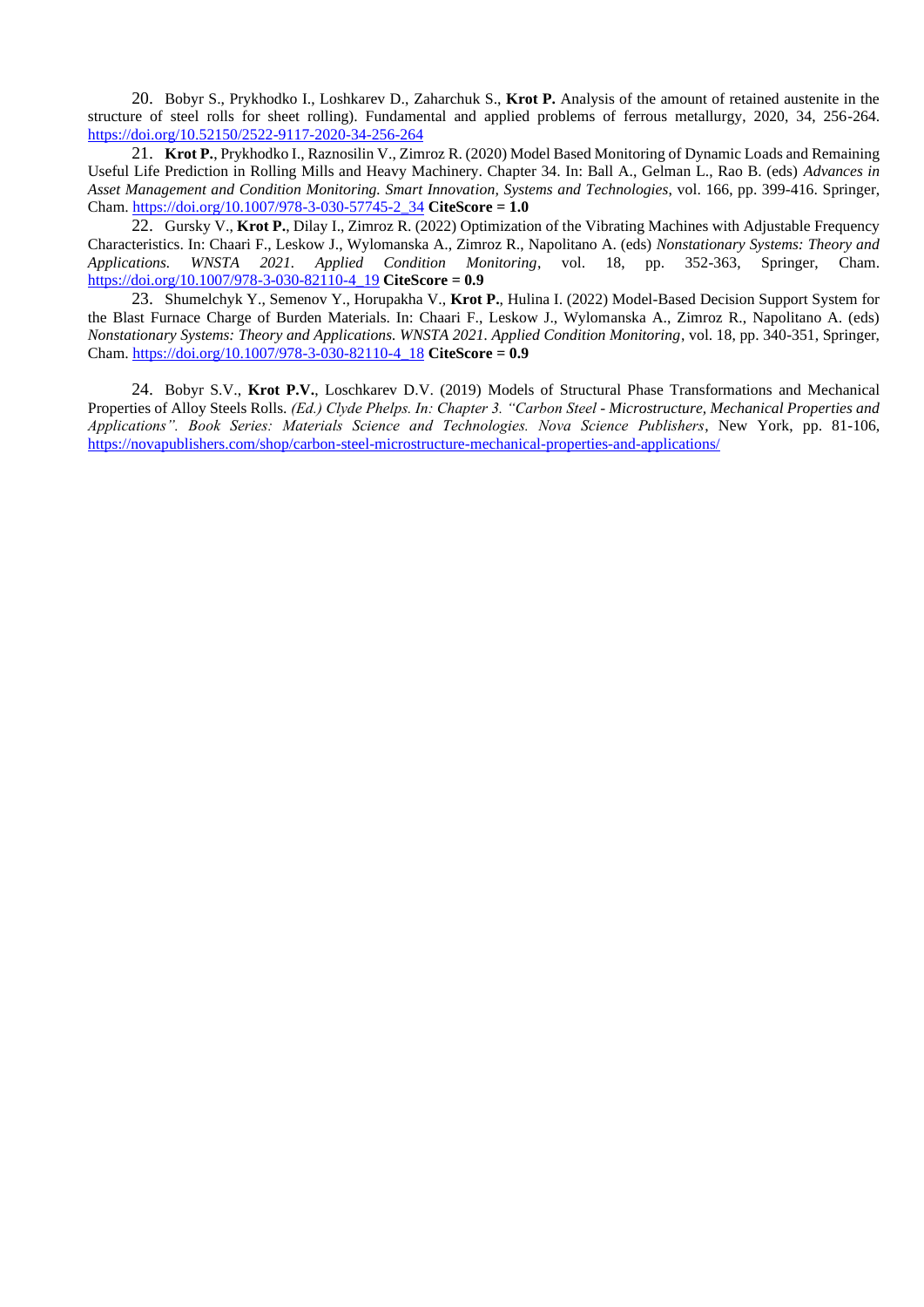20. Bobyr S., Prykhodko I., Loshkarev D., Zaharchuk S., **Krot P.** Analysis of the amount of retained austenite in the structure of steel rolls for sheet rolling). Fundamental and applied problems of ferrous metallurgy, 2020, 34, 256-264. https://doi.org/10.52150/2522-9117-2020-34-256-264

21. **Krot P.**, Prykhodko I., Raznosilin V., Zimroz R. (2020) Model Based Monitoring of Dynamic Loads and Remaining Useful Life Prediction in Rolling Mills and Heavy Machinery. Chapter 34. In: Ball A., Gelman L., Rao B. (eds) *Advances in Asset Management and Condition Monitoring. Smart Innovation, Systems and Technologies*, vol. 166, pp. 399-416. Springer, Cham. https://doi.org/10.1007/978-3-030-57745-2_34 **CiteScore = 1.0**

22. Gursky V., **Krot P.**, Dilay I., Zimroz R. (2022) Optimization of the Vibrating Machines with Adjustable Frequency Characteristics. In: Chaari F., Leskow J., Wylomanska A., Zimroz R., Napolitano A. (eds) *Nonstationary Systems: Theory and Applications. WNSTA 2021. Applied Condition Monitoring*, vol. 18, pp. 352-363, Springer, Cham. https://doi.org/10.1007/978-3-030-82110-4_19 **CiteScore = 0.9**

23. Shumelchyk Y., Semenov Y., Horupakha V., **Krot P.**, Hulina I. (2022) Model-Based Decision Support System for the Blast Furnace Charge of Burden Materials. In: Chaari F., Leskow J., Wylomanska A., Zimroz R., Napolitano A. (eds) *Nonstationary Systems: Theory and Applications. WNSTA 2021. Applied Condition Monitoring*, vol. 18, pp. 340-351, Springer, Cham. https://doi.org/10.1007/978-3-030-82110-4_18 **CiteScore = 0.9**

24. Bobyr S.V., **Krot P.V.**, Loschkarev D.V. (2019) Models of Structural Phase Transformations and Mechanical Properties of Alloy Steels Rolls. *(Ed.) Clyde Phelps. In: Chapter 3. "Carbon Steel - Microstructure, Mechanical Properties and Applications". Book Series: Materials Science and Technologies. Nova Science Publishers*, New York, pp. 81-106, https://novapublishers.com/shop/carbon-steel-microstructure-mechanical-properties-and-applications/